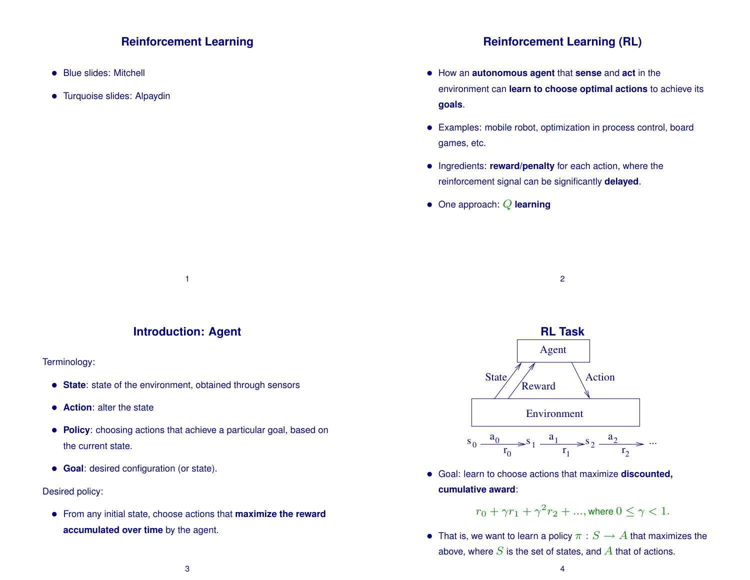# Reinforcement Learning

- Blue slides: Mitchell
- Turquoise slides: Alpaydin

# Reinforcement Learning (RL)

- How an **autonomous agent** that **sense** and **act** in the environment can **learn to choose optimal actions** to achieve its **goals**.
- Examples: mobile robot, optimization in process control, board games, etc.
- Ingredients: **reward**/**penalty** for each action, where the reinforcement signal can be significantly **delayed**.
- One approach: $Q$ **learning**

# Introduction: Agent

Terminology:

- **State**: state of the environment, obtained through sensors
- **Action**: alter the state
- **Policy**: choosing actions that achieve a particular goal, based on the current state.
- **Goal**: desired configuration (or state).

Desired policy:

- From any initial state, choose actions that **maximize the reward accumulated over time** by the agent.

# RL Task

Agent → Action → Environment; Environment → State, Reward → Agent

$$s_0 \xrightarrow[r_0]{a_0} s_1 \xrightarrow[r_1]{a_1} s_2 \xrightarrow[r_2]{a_2} \ldots$$

- Goal: learn to choose actions that maximize **discounted, cumulative award**:

$$r_0 + \gamma r_1 + \gamma^2 r_2 + \ldots, \text{ where } 0 \le \gamma < 1.$$

- That is, we want to learn a policy $\pi : S \rightarrow A$ that maximizes the above, where $S$ is the set of states, and $A$ that of actions.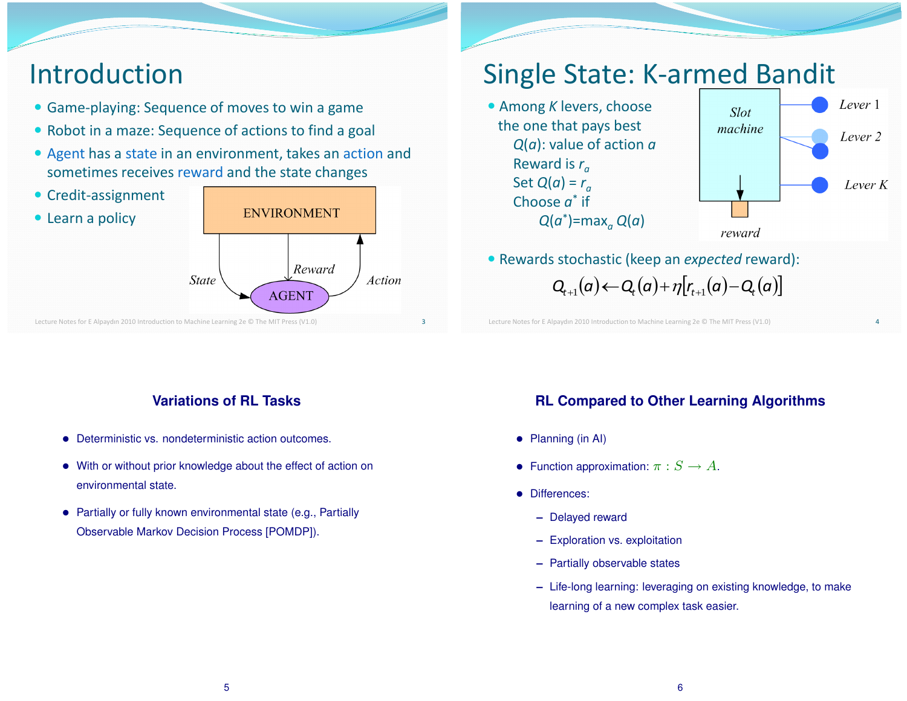# Introduction

- Game-playing: Sequence of moves to win a game
- Robot in a maze: Sequence of actions to find a goal
- Agent has a state in an environment, takes an action and sometimes receives reward and the state changes
- Credit-assignment
- Learn a policy

ENVIRONMENT

State — Reward — Action

AGENT

# Single State: K-armed Bandit

- Among $K$ levers, choose the one that pays best
  - $Q(a)$: value of action $a$
  - Reward is $r_a$
  - Set $Q(a) = r_a$
  - Choose $a^*$ if
    - $Q(a^*)=\max_a Q(a)$

Slot machine — Lever 1, Lever 2, Lever K — reward

- Rewards stochastic (keep an *expected* reward):

$$Q_{t+1}(a) \leftarrow Q_t(a) + \eta\left[r_{t+1}(a) - Q_t(a)\right]$$

## Variations of RL Tasks

- Deterministic vs. nondeterministic action outcomes.
- With or without prior knowledge about the effect of action on environmental state.
- Partially or fully known environmental state (e.g., Partially Observable Markov Decision Process [POMDP]).

## RL Compared to Other Learning Algorithms

- Planning (in AI)
- Function approximation: $\pi : S \rightarrow A$.
- Differences:
  - Delayed reward
  - Exploration vs. exploitation
  - Partially observable states
  - Life-long learning: leveraging on existing knowledge, to make learning of a new complex task easier.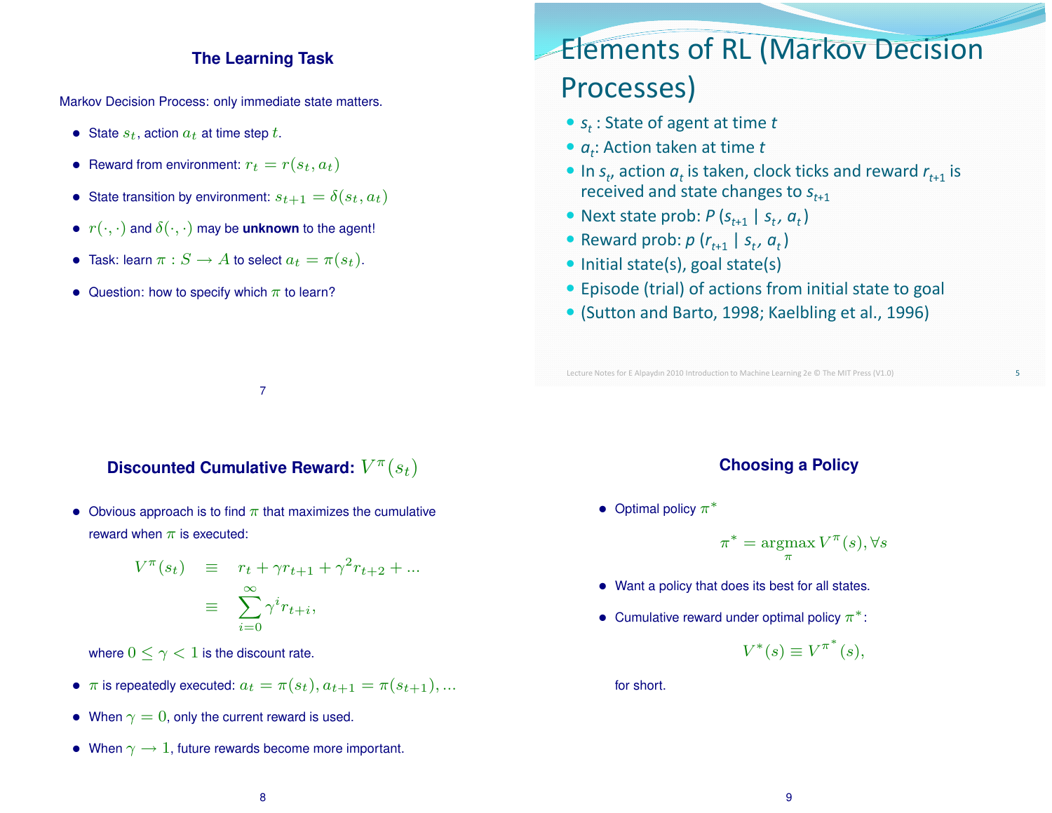## The Learning Task

Markov Decision Process: only immediate state matters.

- State $s_t$, action $a_t$ at time step $t$.
- Reward from environment: $r_t = r(s_t, a_t)$
- State transition by environment: $s_{t+1} = \delta(s_t, a_t)$
- $r(\cdot, \cdot)$ and $\delta(\cdot, \cdot)$ may be **unknown** to the agent!
- Task: learn $\pi : S \rightarrow A$ to select $a_t = \pi(s_t)$.
- Question: how to specify which $\pi$ to learn?

## Elements of RL (Markov Decision Processes)

- $s_t$ : State of agent at time $t$
- $a_t$: Action taken at time $t$
- In $s_t$, action $a_t$ is taken, clock ticks and reward $r_{t+1}$ is received and state changes to $s_{t+1}$
- Next state prob: $P(s_{t+1} \mid s_t, a_t)$
- Reward prob: $p(r_{t+1} \mid s_t, a_t)$
- Initial state(s), goal state(s)
- Episode (trial) of actions from initial state to goal
- (Sutton and Barto, 1998; Kaelbling et al., 1996)

Lecture Notes for E Alpaydın 2010 Introduction to Machine Learning 2e © The MIT Press (V1.0)

## Discounted Cumulative Reward: $V^\pi(s_t)$

- Obvious approach is to find $\pi$ that maximizes the cumulative reward when $\pi$ is executed:

$$V^\pi(s_t) \equiv r_t + \gamma r_{t+1} + \gamma^2 r_{t+2} + \ldots$$
$$\equiv \sum_{i=0}^{\infty} \gamma^i r_{t+i},$$

  where $0 \leq \gamma < 1$ is the discount rate.

- $\pi$ is repeatedly executed: $a_t = \pi(s_t), a_{t+1} = \pi(s_{t+1}), \ldots$
- When $\gamma = 0$, only the current reward is used.
- When $\gamma \rightarrow 1$, future rewards become more important.

## Choosing a Policy

- Optimal policy $\pi^*$

$$\pi^* = \underset{\pi}{\text{argmax}}\, V^\pi(s), \forall s$$

- Want a policy that does its best for all states.
- Cumulative reward under optimal policy $\pi^*$:

$$V^*(s) \equiv V^{\pi^*}(s),$$

  for short.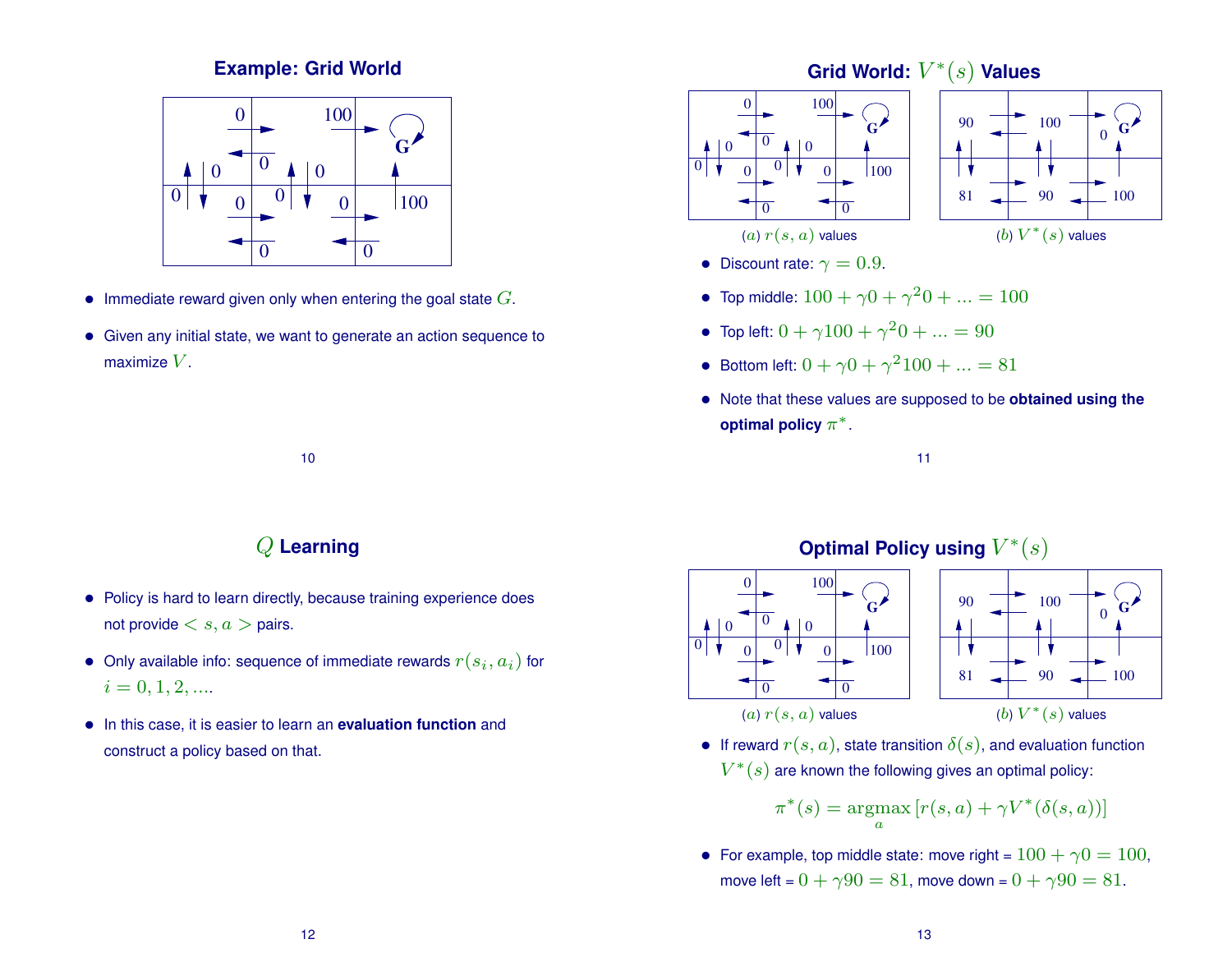## Example: Grid World

- Immediate reward given only when entering the goal state $G$.
- Given any initial state, we want to generate an action sequence to maximize $V$.

## Grid World: $V^*(s)$ Values

(a) $r(s, a)$ values

(b) $V^*(s)$ values

- Discount rate: $\gamma = 0.9$.
- Top middle: $100 + \gamma 0 + \gamma^2 0 + ... = 100$
- Top left: $0 + \gamma 100 + \gamma^2 0 + ... = 90$
- Bottom left: $0 + \gamma 0 + \gamma^2 100 + ... = 81$
- Note that these values are supposed to be **obtained using the optimal policy** $\pi^*$.

## $Q$ Learning

- Policy is hard to learn directly, because training experience does not provide $< s, a >$ pairs.
- Only available info: sequence of immediate rewards $r(s_i, a_i)$ for $i = 0, 1, 2, ....$
- In this case, it is easier to learn an **evaluation function** and construct a policy based on that.

## Optimal Policy using $V^*(s)$

(a) $r(s, a)$ values

(b) $V^*(s)$ values

- If reward $r(s, a)$, state transition $\delta(s)$, and evaluation function $V^*(s)$ are known the following gives an optimal policy:

$$\pi^*(s) = \underset{a}{\operatorname{argmax}} \left[ r(s, a) + \gamma V^*(\delta(s, a)) \right]$$

- For example, top middle state: move right = $100 + \gamma 0 = 100$, move left = $0 + \gamma 90 = 81$, move down = $0 + \gamma 90 = 81$.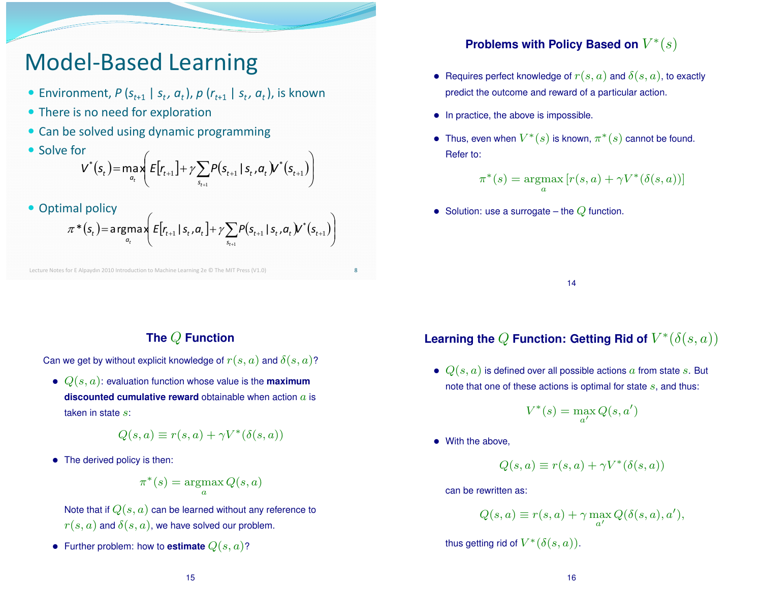# Model-Based Learning

- Environment, $P(s_{t+1} \mid s_t, a_t)$, $p(r_{t+1} \mid s_t, a_t)$, is known
- There is no need for exploration
- Can be solved using dynamic programming
- Solve for

$$V^*(s_t) = \max_{a_t} \left( E[r_{t+1}] + \gamma \sum_{s_{t+1}} P(s_{t+1} \mid s_t, a_t) V^*(s_{t+1}) \right)$$

- Optimal policy

$$\pi^*(s_t) = \arg\max_{a_t} \left( E[r_{t+1} \mid s_t, a_t] + \gamma \sum_{s_{t+1}} P(s_{t+1} \mid s_t, a_t) V^*(s_{t+1}) \right)$$

Lecture Notes for E Alpaydın 2010 Introduction to Machine Learning 2e © The MIT Press (V1.0)

## Problems with Policy Based on $V^*(s)$

- Requires perfect knowledge of $r(s, a)$ and $\delta(s, a)$, to exactly predict the outcome and reward of a particular action.
- In practice, the above is impossible.
- Thus, even when $V^*(s)$ is known, $\pi^*(s)$ cannot be found. Refer to:

$$\pi^*(s) = \underset{a}{\operatorname{argmax}} \left[ r(s, a) + \gamma V^*(\delta(s, a)) \right]$$

- Solution: use a surrogate – the $Q$ function.

## The $Q$ Function

Can we get by without explicit knowledge of $r(s, a)$ and $\delta(s, a)$?

- $Q(s, a)$: evaluation function whose value is the **maximum discounted cumulative reward** obtainable when action $a$ is taken in state $s$:

$$Q(s, a) \equiv r(s, a) + \gamma V^*(\delta(s, a))$$

- The derived policy is then:

$$\pi^*(s) = \underset{a}{\operatorname{argmax}}\, Q(s, a)$$

  Note that if $Q(s, a)$ can be learned without any reference to $r(s, a)$ and $\delta(s, a)$, we have solved our problem.

- Further problem: how to **estimate** $Q(s, a)$?

## Learning the $Q$ Function: Getting Rid of $V^*(\delta(s, a))$

- $Q(s, a)$ is defined over all possible actions $a$ from state $s$. But note that one of these actions is optimal for state $s$, and thus:

$$V^*(s) = \max_{a'} Q(s, a')$$

- With the above,

$$Q(s, a) \equiv r(s, a) + \gamma V^*(\delta(s, a))$$

  can be rewritten as:

$$Q(s, a) \equiv r(s, a) + \gamma \max_{a'} Q(\delta(s, a), a'),$$

  thus getting rid of $V^*(\delta(s, a))$.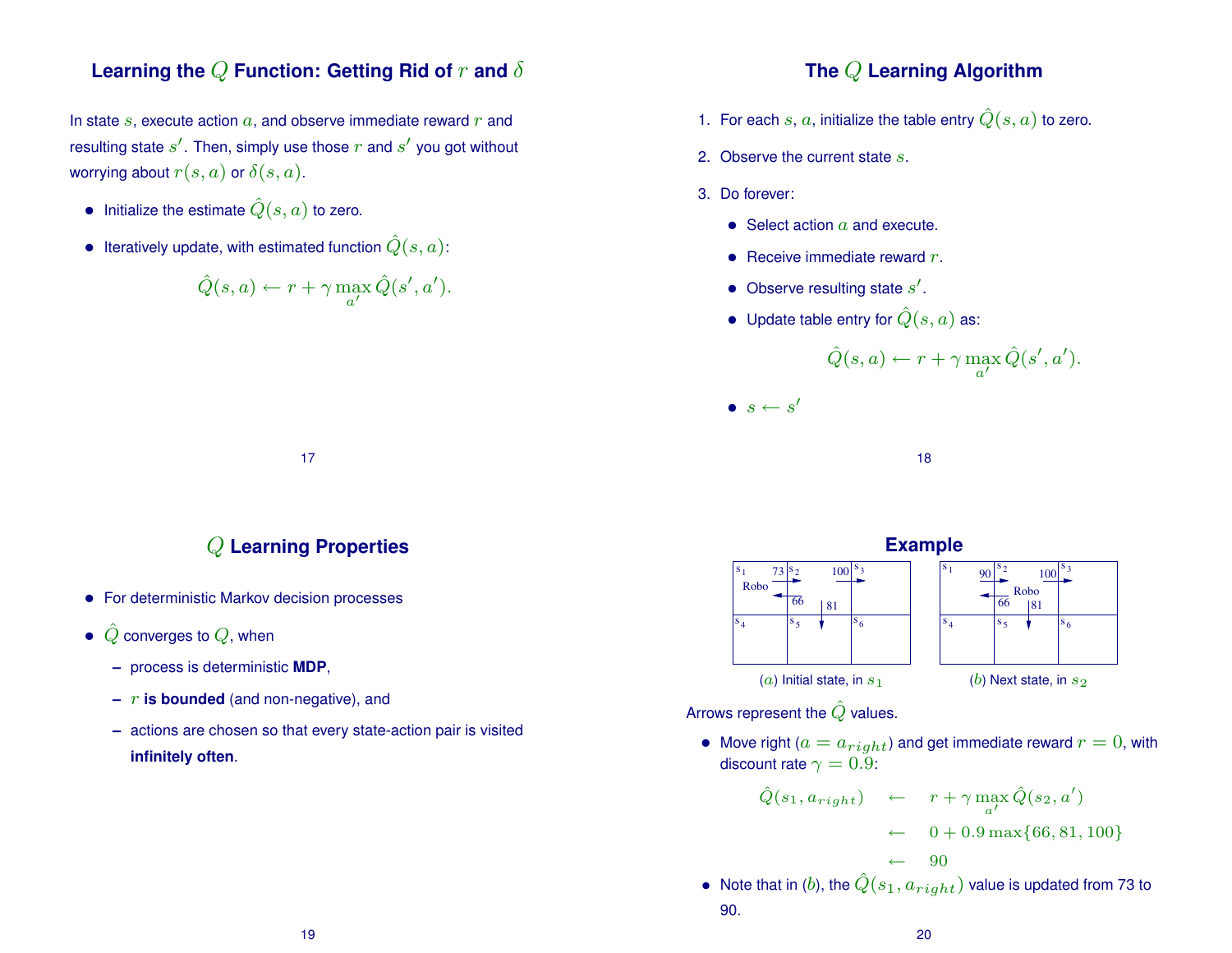## Learning the $Q$ Function: Getting Rid of $r$ and $\delta$

In state $s$, execute action $a$, and observe immediate reward $r$ and resulting state $s'$. Then, simply use those $r$ and $s'$ you got without worrying about $r(s,a)$ or $\delta(s,a)$.

- Initialize the estimate $\hat{Q}(s,a)$ to zero.
- Iteratively update, with estimated function $\hat{Q}(s,a)$:

$$\hat{Q}(s,a) \leftarrow r + \gamma \max_{a'} \hat{Q}(s',a').$$

## The $Q$ Learning Algorithm

1. For each $s$, $a$, initialize the table entry $\hat{Q}(s,a)$ to zero.
2. Observe the current state $s$.
3. Do forever:
   - Select action $a$ and execute.
   - Receive immediate reward $r$.
   - Observe resulting state $s'$.
   - Update table entry for $\hat{Q}(s,a)$ as:

   $$\hat{Q}(s,a) \leftarrow r + \gamma \max_{a'} \hat{Q}(s',a').$$

   - $s \leftarrow s'$

## $Q$ Learning Properties

- For deterministic Markov decision processes
- $\hat{Q}$ converges to $Q$, when
  - process is deterministic **MDP**,
  - $r$ **is bounded** (and non-negative), and
  - actions are chosen so that every state-action pair is visited **infinitely often**.

## Example

| $s_1$ | $s_2$ | $s_3$ |
|---|---|---|
| $s_4$ | $s_5$ | $s_6$ |

($a$) Initial state, in $s_1$ — Robo in $s_1$; arrows: $s_1 \to s_2$: 73, $s_2 \to s_1$: 66, $s_2 \to s_3$: 100, $s_2 \to s_5$: 81

($b$) Next state, in $s_2$ — Robo in $s_2$; arrows: $s_1 \to s_2$: 90, $s_2 \to s_1$: 66, $s_2 \to s_3$: 100, $s_2 \to s_5$: 81

Arrows represent the $\hat{Q}$ values.

- Move right ($a = a_{right}$) and get immediate reward $r = 0$, with discount rate $\gamma = 0.9$:

$$\begin{aligned}
\hat{Q}(s_1, a_{right}) &\leftarrow r + \gamma \max_{a'} \hat{Q}(s_2, a') \\
&\leftarrow 0 + 0.9 \max\{66, 81, 100\} \\
&\leftarrow 90
\end{aligned}$$

- Note that in ($b$), the $\hat{Q}(s_1, a_{right})$ value is updated from 73 to 90.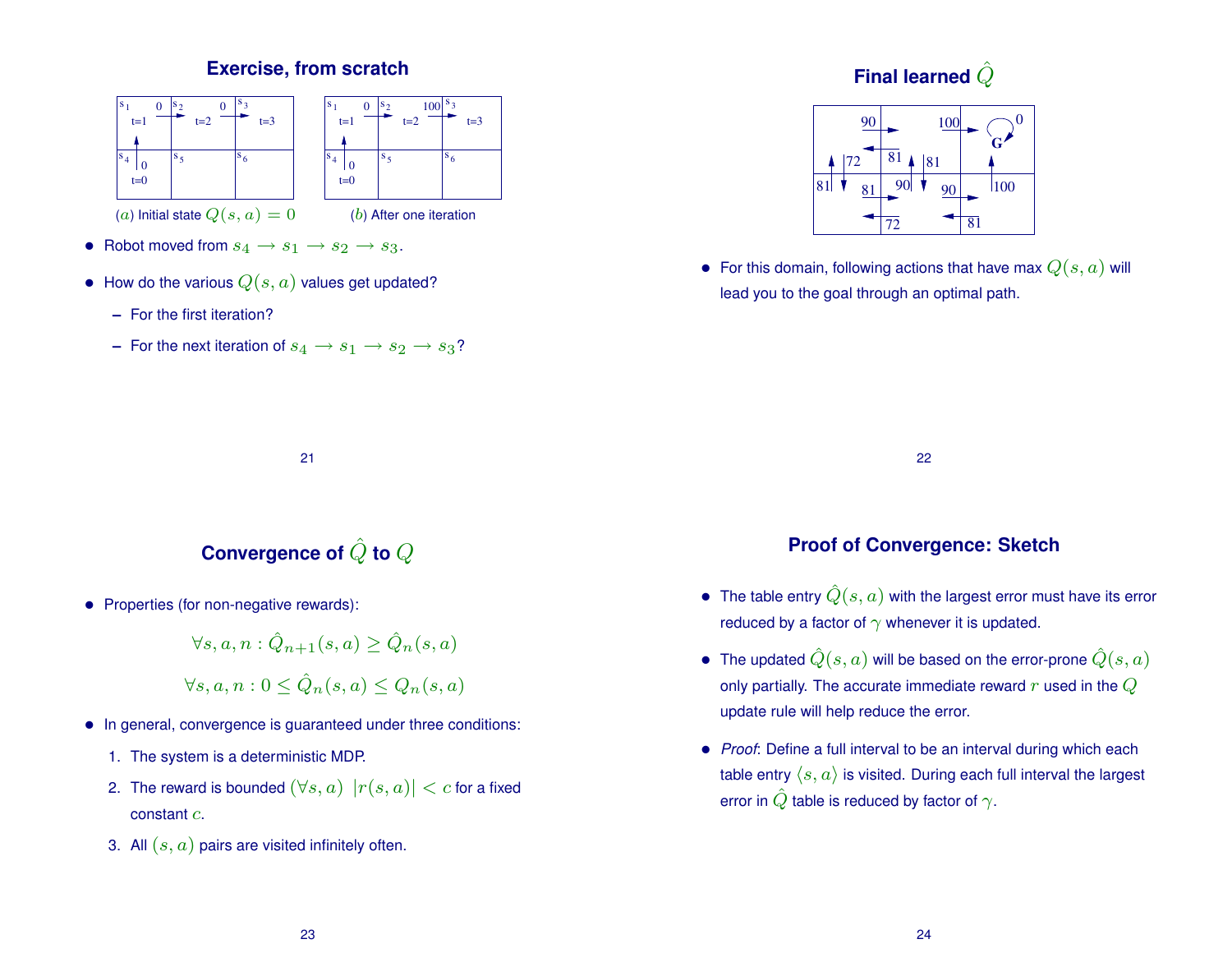## Exercise, from scratch

($a$) Initial state $Q(s,a) = 0$

($b$) After one iteration

- Robot moved from $s_4 \rightarrow s_1 \rightarrow s_2 \rightarrow s_3$.
- How do the various $Q(s,a)$ values get updated?
  - For the first iteration?
  - For the next iteration of $s_4 \rightarrow s_1 \rightarrow s_2 \rightarrow s_3$?

## Final learned $\hat{Q}$

- For this domain, following actions that have max $Q(s,a)$ will lead you to the goal through an optimal path.

## Convergence of $\hat{Q}$ to $Q$

- Properties (for non-negative rewards):

$$\forall s, a, n : \hat{Q}_{n+1}(s,a) \geq \hat{Q}_n(s,a)$$

$$\forall s, a, n : 0 \leq \hat{Q}_n(s,a) \leq Q_n(s,a)$$

- In general, convergence is guaranteed under three conditions:
  1. The system is a deterministic MDP.
  2. The reward is bounded $(\forall s,a)\ \ |r(s,a)| < c$ for a fixed constant $c$.
  3. All $(s,a)$ pairs are visited infinitely often.

## Proof of Convergence: Sketch

- The table entry $\hat{Q}(s,a)$ with the largest error must have its error reduced by a factor of $\gamma$ whenever it is updated.
- The updated $\hat{Q}(s,a)$ will be based on the error-prone $\hat{Q}(s,a)$ only partially. The accurate immediate reward $r$ used in the $Q$ update rule will help reduce the error.
- *Proof*: Define a full interval to be an interval during which each table entry $\langle s,a \rangle$ is visited. During each full interval the largest error in $\hat{Q}$ table is reduced by factor of $\gamma$.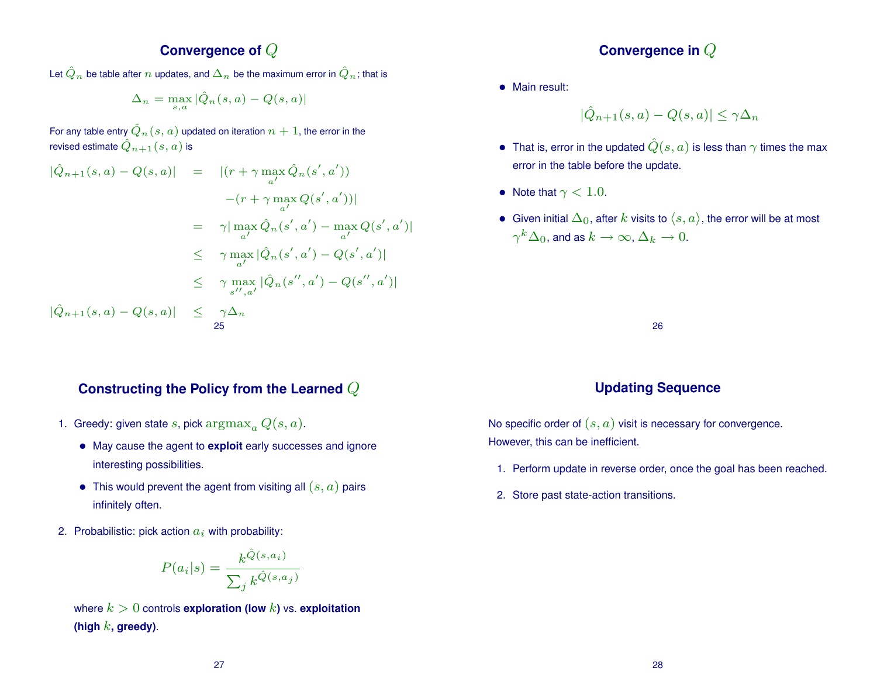## Convergence of $Q$

Let $\hat{Q}_n$ be table after $n$ updates, and $\Delta_n$ be the maximum error in $\hat{Q}_n$; that is

$$\Delta_n = \max_{s,a} |\hat{Q}_n(s,a) - Q(s,a)|$$

For any table entry $\hat{Q}_n(s,a)$ updated on iteration $n+1$, the error in the revised estimate $\hat{Q}_{n+1}(s,a)$ is

$$
\begin{aligned}
|\hat{Q}_{n+1}(s,a) - Q(s,a)| &= |(r + \gamma \max_{a'} \hat{Q}_n(s',a')) \\
&\quad -(r + \gamma \max_{a'} Q(s',a'))| \\
&= \gamma |\max_{a'} \hat{Q}_n(s',a') - \max_{a'} Q(s',a')| \\
&\leq \gamma \max_{a'} |\hat{Q}_n(s',a') - Q(s',a')| \\
&\leq \gamma \max_{s'',a'} |\hat{Q}_n(s'',a') - Q(s'',a')| \\
|\hat{Q}_{n+1}(s,a) - Q(s,a)| &\leq \gamma \Delta_n
\end{aligned}
$$

## Convergence in $Q$

- Main result:

$$|\hat{Q}_{n+1}(s,a) - Q(s,a)| \leq \gamma \Delta_n$$

- That is, error in the updated $\hat{Q}(s,a)$ is less than $\gamma$ times the max error in the table before the update.
- Note that $\gamma < 1.0$.
- Given initial $\Delta_0$, after $k$ visits to $\langle s,a \rangle$, the error will be at most $\gamma^k \Delta_0$, and as $k \rightarrow \infty$, $\Delta_k \rightarrow 0$.

## Constructing the Policy from the Learned $Q$

1. Greedy: given state $s$, pick $\text{argmax}_a\, Q(s,a)$.
   - May cause the agent to **exploit** early successes and ignore interesting possibilities.
   - This would prevent the agent from visiting all $(s,a)$ pairs infinitely often.
2. Probabilistic: pick action $a_i$ with probability:

$$P(a_i|s) = \frac{k^{\hat{Q}(s,a_i)}}{\sum_j k^{\hat{Q}(s,a_j)}}$$

   where $k > 0$ controls **exploration (low $k$)** vs. **exploitation (high $k$, greedy)**.

## Updating Sequence

No specific order of $(s,a)$ visit is necessary for convergence. However, this can be inefficient.

1. Perform update in reverse order, once the goal has been reached.
2. Store past state-action transitions.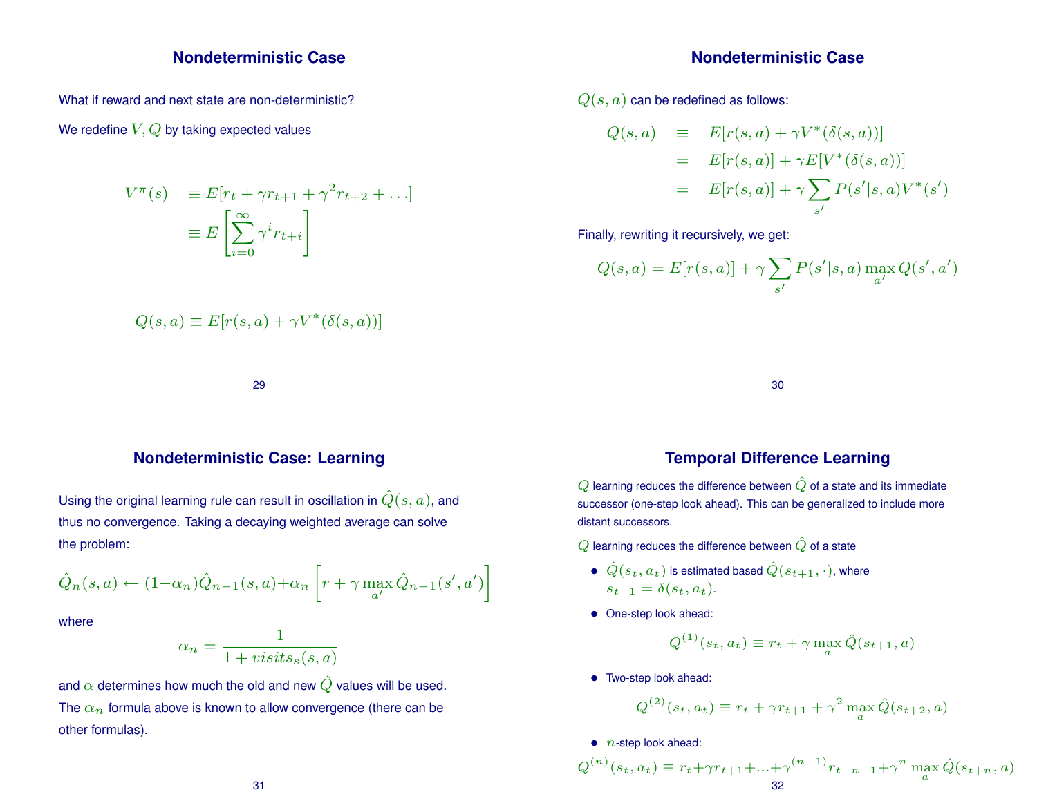## Nondeterministic Case

What if reward and next state are non-deterministic?

We redefine $V, Q$ by taking expected values

$$
\begin{aligned}
V^{\pi}(s) &\equiv E[r_t + \gamma r_{t+1} + \gamma^2 r_{t+2} + \ldots] \\
&\equiv E\left[\sum_{i=0}^{\infty} \gamma^i r_{t+i}\right]
\end{aligned}
$$

$$
Q(s,a) \equiv E[r(s,a) + \gamma V^*(\delta(s,a))]
$$

## Nondeterministic Case

$Q(s,a)$ can be redefined as follows:

$$
\begin{aligned}
Q(s,a) &\equiv E[r(s,a) + \gamma V^*(\delta(s,a))] \\
&= E[r(s,a)] + \gamma E[V^*(\delta(s,a))] \\
&= E[r(s,a)] + \gamma \sum_{s'} P(s'|s,a) V^*(s')
\end{aligned}
$$

Finally, rewriting it recursively, we get:

$$
Q(s,a) = E[r(s,a)] + \gamma \sum_{s'} P(s'|s,a) \max_{a'} Q(s',a')
$$

## Nondeterministic Case: Learning

Using the original learning rule can result in oscillation in $\hat{Q}(s,a)$, and thus no convergence. Taking a decaying weighted average can solve the problem:

$$
\hat{Q}_n(s,a) \leftarrow (1-\alpha_n)\hat{Q}_{n-1}(s,a) + \alpha_n \left[r + \gamma \max_{a'} \hat{Q}_{n-1}(s',a')\right]
$$

where

$$
\alpha_n = \frac{1}{1 + visits_s(s,a)}
$$

and $\alpha$ determines how much the old and new $\hat{Q}$ values will be used. The $\alpha_n$ formula above is known to allow convergence (there can be other formulas).

## Temporal Difference Learning

$Q$ learning reduces the difference between $\hat{Q}$ of a state and its immediate successor (one-step look ahead). This can be generalized to include more distant successors.

$Q$ learning reduces the difference between $\hat{Q}$ of a state

- $\hat{Q}(s_t, a_t)$ is estimated based $\hat{Q}(s_{t+1}, \cdot)$, where $s_{t+1} = \delta(s_t, a_t)$.
- One-step look ahead:

$$
Q^{(1)}(s_t, a_t) \equiv r_t + \gamma \max_a \hat{Q}(s_{t+1}, a)
$$

- Two-step look ahead:

$$
Q^{(2)}(s_t, a_t) \equiv r_t + \gamma r_{t+1} + \gamma^2 \max_a \hat{Q}(s_{t+2}, a)
$$

- $n$-step look ahead:

$$
Q^{(n)}(s_t, a_t) \equiv r_t + \gamma r_{t+1} + \ldots + \gamma^{(n-1)} r_{t+n-1} + \gamma^n \max_a \hat{Q}(s_{t+n}, a)
$$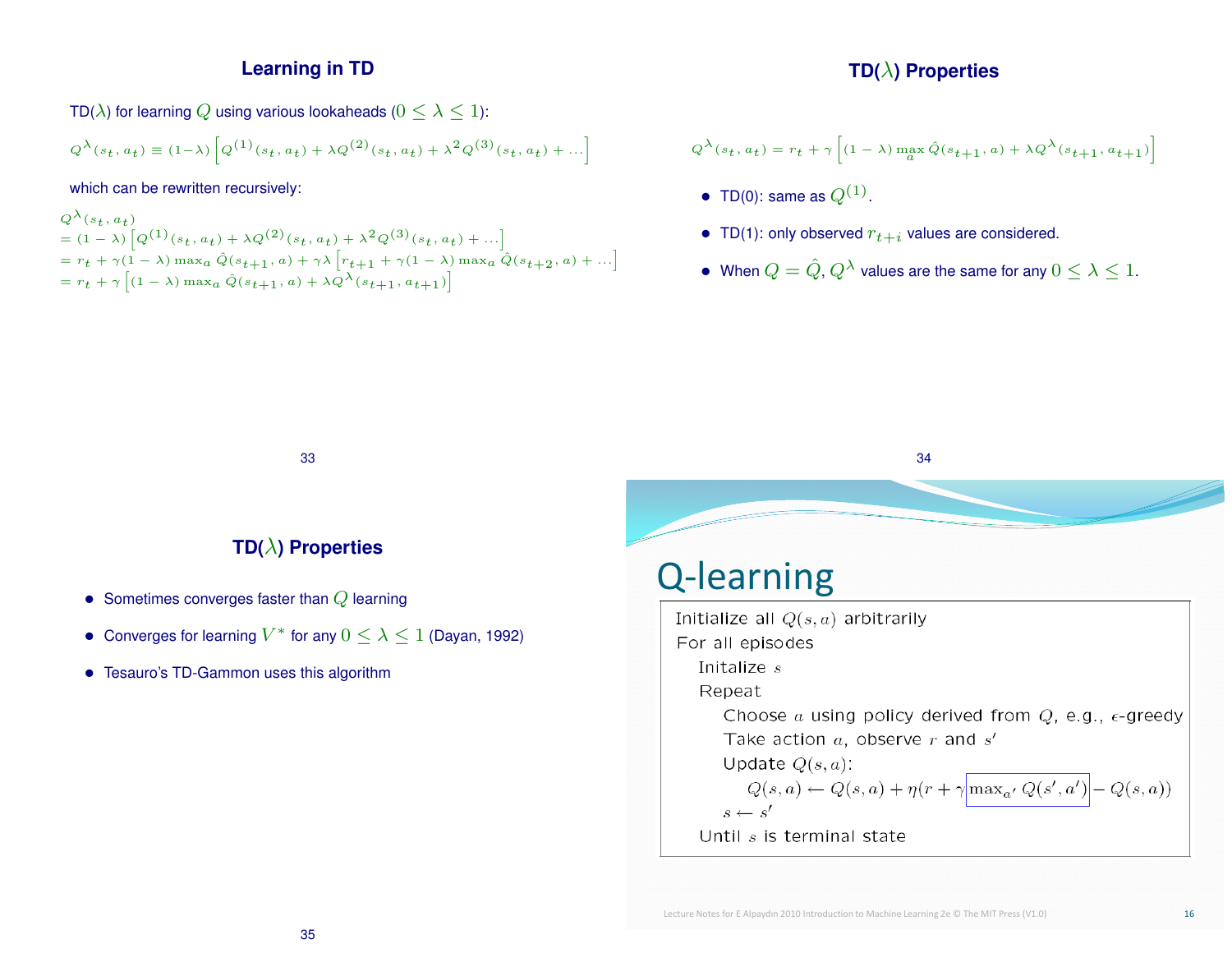## Learning in TD

TD($\lambda$) for learning $Q$ using various lookaheads ($0 \leq \lambda \leq 1$):

$$Q^{\lambda}(s_t, a_t) \equiv (1-\lambda) \left[ Q^{(1)}(s_t, a_t) + \lambda Q^{(2)}(s_t, a_t) + \lambda^2 Q^{(3)}(s_t, a_t) + \ldots \right]$$

which can be rewritten recursively:

$$\begin{aligned}
& Q^{\lambda}(s_t, a_t) \\
&= (1-\lambda) \left[ Q^{(1)}(s_t, a_t) + \lambda Q^{(2)}(s_t, a_t) + \lambda^2 Q^{(3)}(s_t, a_t) + \ldots \right] \\
&= r_t + \gamma(1-\lambda) \max_a \hat{Q}(s_{t+1}, a) + \gamma\lambda \left[ r_{t+1} + \gamma(1-\lambda) \max_a \hat{Q}(s_{t+2}, a) + \ldots \right] \\
&= r_t + \gamma \left[ (1-\lambda) \max_a \hat{Q}(s_{t+1}, a) + \lambda Q^{\lambda}(s_{t+1}, a_{t+1}) \right]
\end{aligned}$$

## TD($\lambda$) Properties

$$Q^{\lambda}(s_t, a_t) = r_t + \gamma \left[ (1-\lambda) \max_a \hat{Q}(s_{t+1}, a) + \lambda Q^{\lambda}(s_{t+1}, a_{t+1}) \right]$$

- TD(0): same as $Q^{(1)}$.
- TD(1): only observed $r_{t+i}$ values are considered.
- When $Q = \hat{Q}$, $Q^{\lambda}$ values are the same for any $0 \leq \lambda \leq 1$.

## TD($\lambda$) Properties

- Sometimes converges faster than $Q$ learning
- Converges for learning $V^*$ for any $0 \leq \lambda \leq 1$ (Dayan, 1992)
- Tesauro's TD-Gammon uses this algorithm

# Q-learning

```
Initialize all Q(s,a) arbitrarily
For all episodes
   Initalize s
   Repeat
      Choose a using policy derived from Q, e.g., ε-greedy
      Take action a, observe r and s'
      Update Q(s,a):
         Q(s,a) ← Q(s,a) + η(r + γ max_a' Q(s',a') − Q(s,a))
      s ← s'
   Until s is terminal state
```

$$Q(s,a) \leftarrow Q(s,a) + \eta\left(r + \gamma \max_{a'} Q(s',a') - Q(s,a)\right)$$

Lecture Notes for E Alpaydın 2010 Introduction to Machine Learning 2e © The MIT Press (V1.0)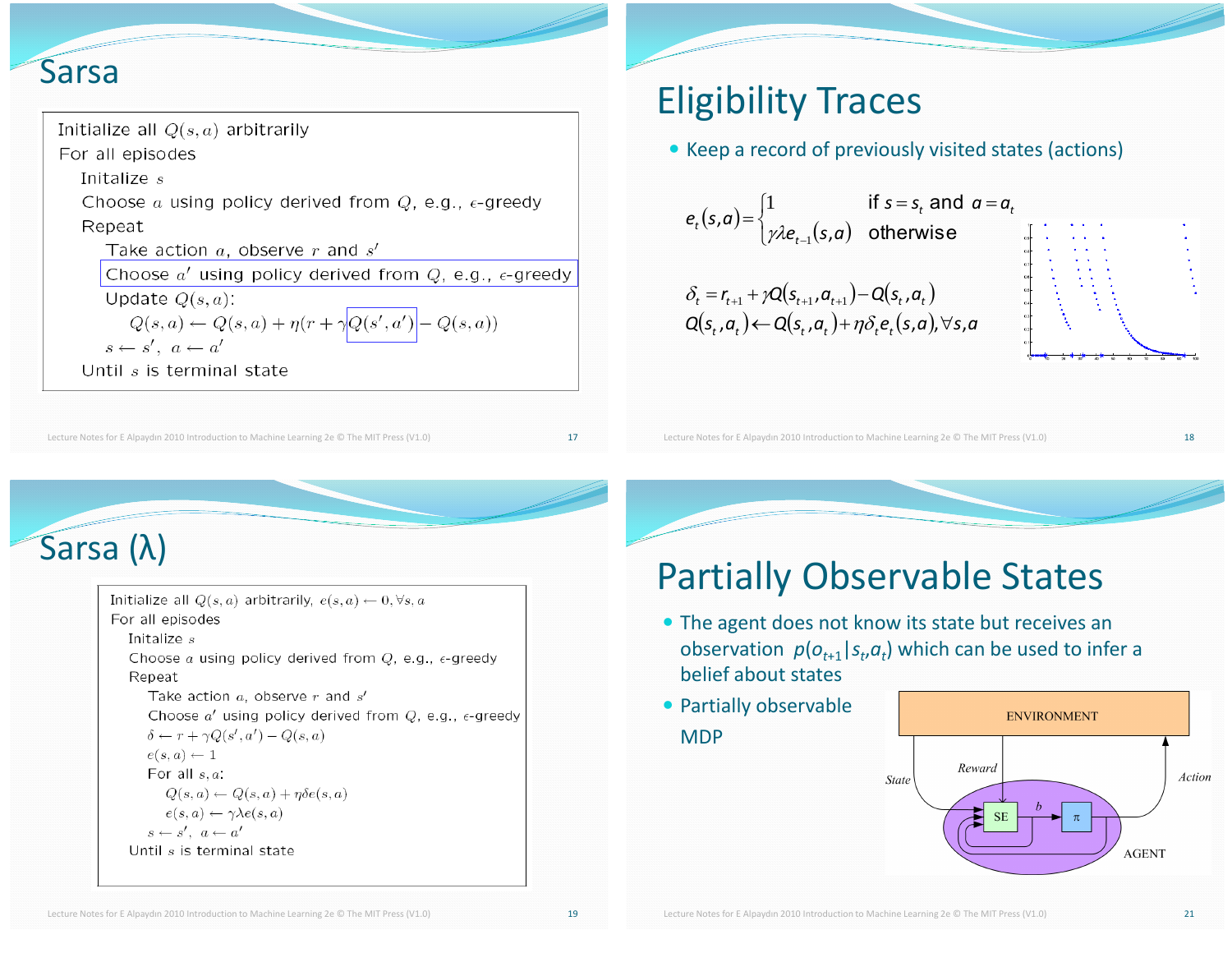# Sarsa

```
Initialize all Q(s,a) arbitrarily
For all episodes
   Initalize s
   Choose a using policy derived from Q, e.g., ε-greedy
   Repeat
      Take action a, observe r and s'
      Choose a' using policy derived from Q, e.g., ε-greedy
      Update Q(s,a):
         Q(s,a) ← Q(s,a) + η(r + γQ(s',a') − Q(s,a))
      s ← s', a ← a'
   Until s is terminal state
```

# Eligibility Traces

- Keep a record of previously visited states (actions)

$$e_t(s,a) = \begin{cases} 1 & \text{if } s = s_t \text{ and } a = a_t \\ \gamma\lambda e_{t-1}(s,a) & \text{otherwise} \end{cases}$$

$$\delta_t = r_{t+1} + \gamma Q(s_{t+1}, a_{t+1}) - Q(s_t, a_t)$$

$$Q(s_t, a_t) \leftarrow Q(s_t, a_t) + \eta \delta_t e_t(s,a), \forall s, a$$

# Sarsa (λ)

```
Initialize all Q(s,a) arbitrarily, e(s,a) ← 0, ∀s,a
For all episodes
   Initalize s
   Choose a using policy derived from Q, e.g., ε-greedy
   Repeat
      Take action a, observe r and s'
      Choose a' using policy derived from Q, e.g., ε-greedy
      δ ← r + γQ(s',a') − Q(s,a)
      e(s,a) ← 1
      For all s,a:
         Q(s,a) ← Q(s,a) + ηδe(s,a)
         e(s,a) ← γλe(s,a)
      s ← s', a ← a'
   Until s is terminal state
```

# Partially Observable States

- The agent does not know its state but receives an observation $p(o_{t+1}|s_t,a_t)$ which can be used to infer a belief about states
- Partially observable MDP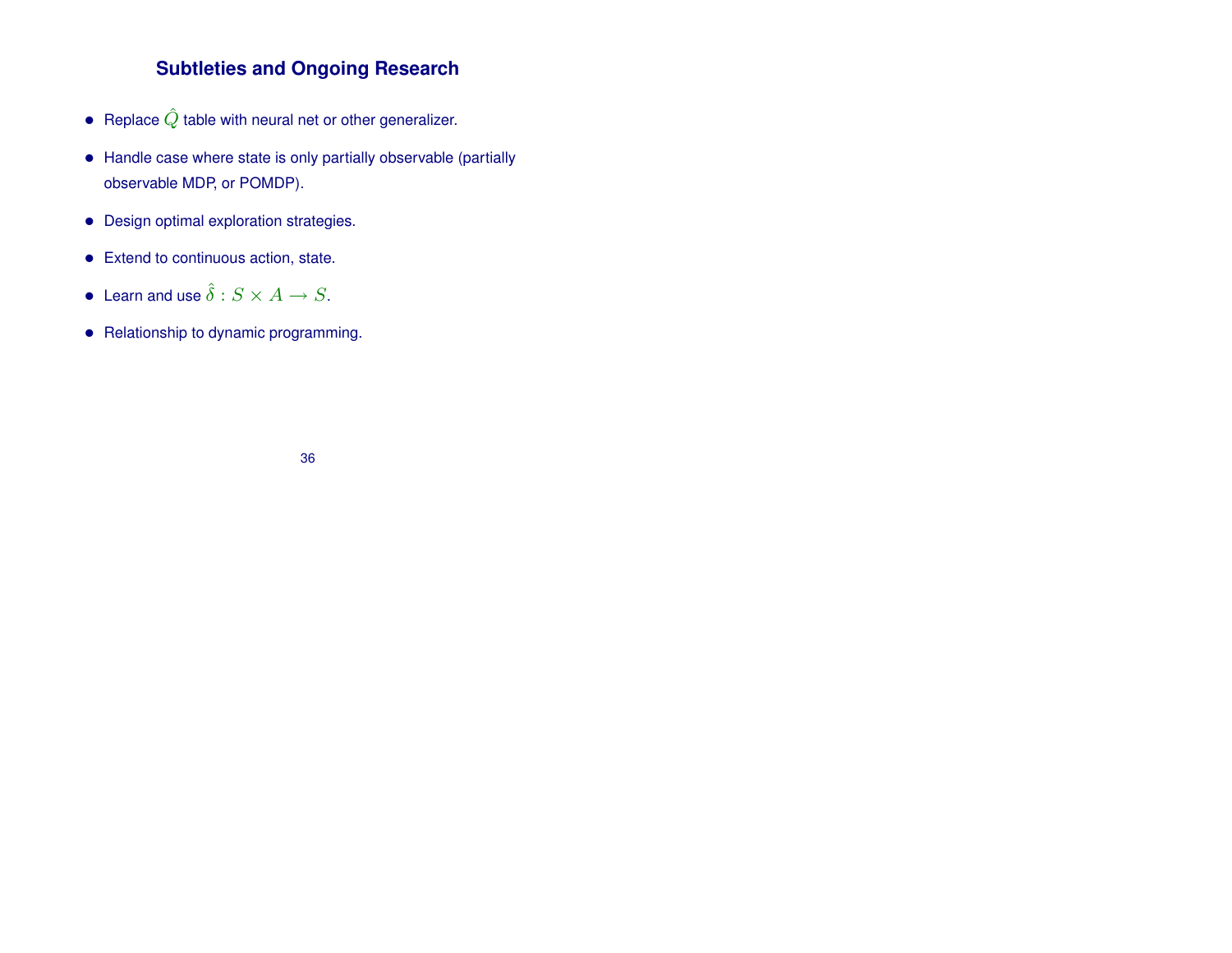## Subtleties and Ongoing Research

- Replace $\hat{Q}$ table with neural net or other generalizer.
- Handle case where state is only partially observable (partially observable MDP, or POMDP).
- Design optimal exploration strategies.
- Extend to continuous action, state.
- Learn and use $\hat{\delta} : S \times A \rightarrow S$.
- Relationship to dynamic programming.